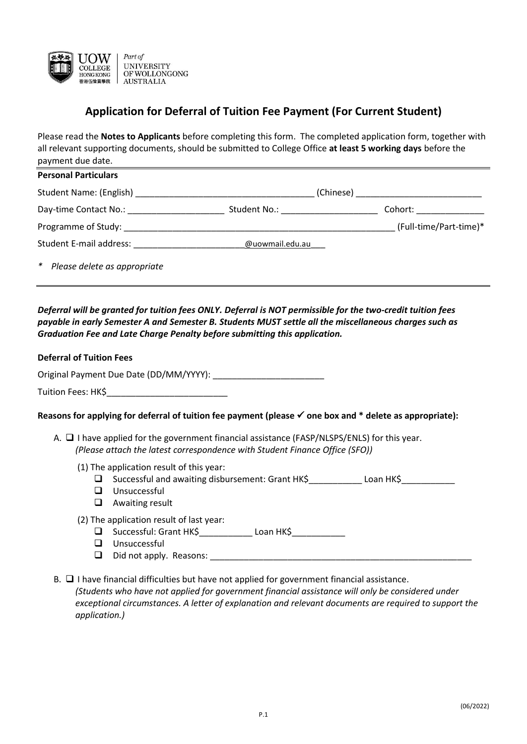UOW COLLEGE HONG KONG 香港伍倫貢學院 | Part of UNIVERSITY OF WOLLONGONG AUSTRALIA

## Application for Deferral of Tuition Fee Payment (For Current Student)

Please read the **Notes to Applicants** before completing this form. The completed application form, together with all relevant supporting documents, should be submitted to College Office **at least 5 working days** before the payment due date.

**Personal Particulars**

Student Name: (English) ____________________________________ (Chinese) __________________________

Day-time Contact No.: ____________________ Student No.: ____________________ Cohort: ______________

Programme of Study: __________________________________________________________ (Full-time/Part-time)*

Student E-mail address: _______________________@uowmail.edu.au___

*\* Please delete as appropriate*

***Deferral will be granted for tuition fees ONLY. Deferral is NOT permissible for the two-credit tuition fees payable in early Semester A and Semester B. Students MUST settle all the miscellaneous charges such as Graduation Fee and Late Charge Penalty before submitting this application.***

**Deferral of Tuition Fees**

Original Payment Due Date (DD/MM/YYYY): _______________________

Tuition Fees: HK$_________________________

**Reasons for applying for deferral of tuition fee payment (please ✓ one box and * delete as appropriate):**

A. ☐ I have applied for the government financial assistance (FASP/NLSPS/ENLS) for this year.
*(Please attach the latest correspondence with Student Finance Office (SFO))*

(1) The application result of this year:
- ☐ Successful and awaiting disbursement: Grant HK$___________ Loan HK$___________
- ☐ Unsuccessful
- ☐ Awaiting result

(2) The application result of last year:
- ☐ Successful: Grant HK$___________ Loan HK$___________
- ☐ Unsuccessful
- ☐ Did not apply. Reasons: _______________________________________________________

B. ☐ I have financial difficulties but have not applied for government financial assistance.
*(Students who have not applied for government financial assistance will only be considered under exceptional circumstances. A letter of explanation and relevant documents are required to support the application.)*

(06/2022)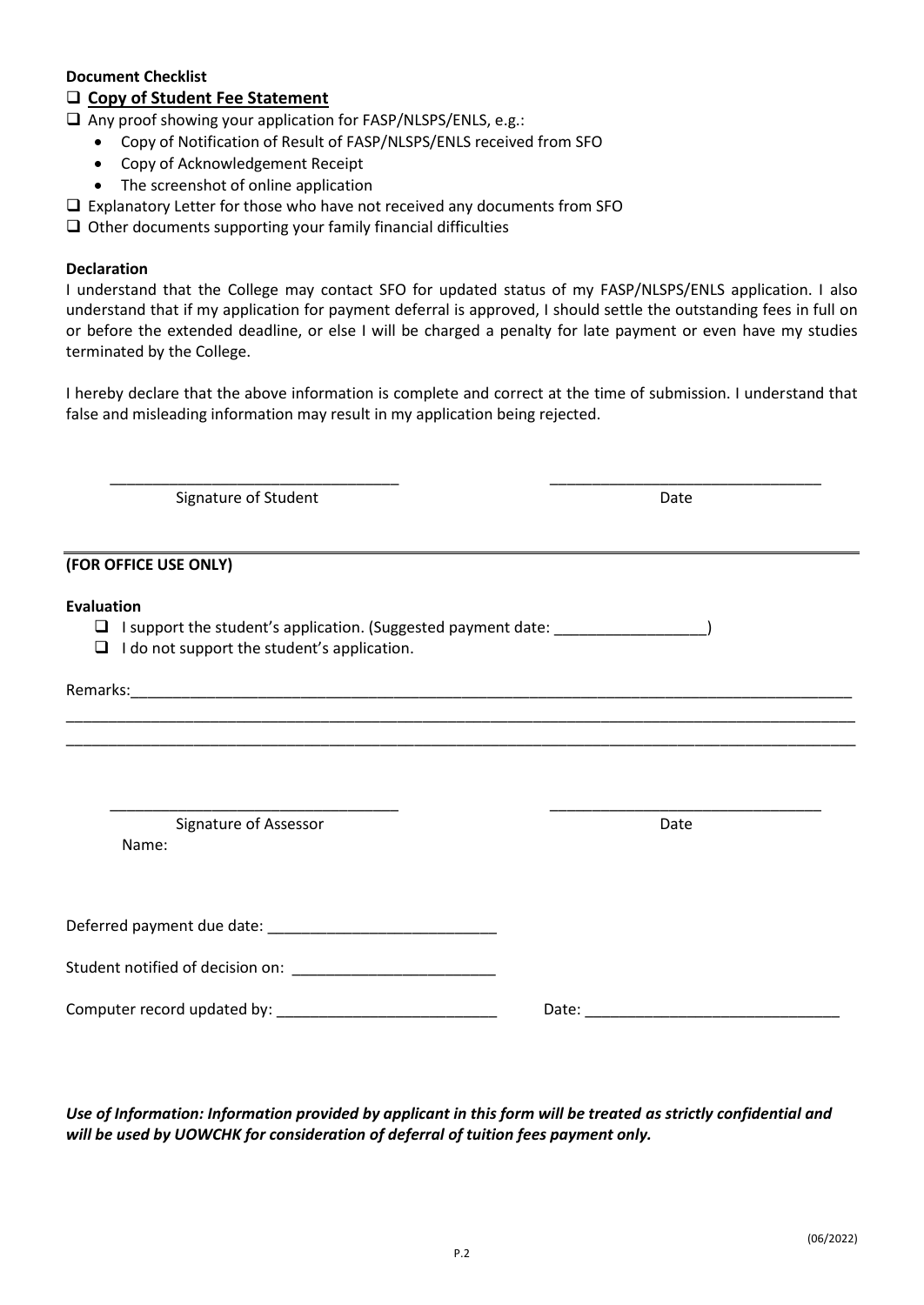**Document Checklist**

- ☐ **Copy of Student Fee Statement**
- ☐ Any proof showing your application for FASP/NLSPS/ENLS, e.g.:
  - Copy of Notification of Result of FASP/NLSPS/ENLS received from SFO
  - Copy of Acknowledgement Receipt
  - The screenshot of online application
- ☐ Explanatory Letter for those who have not received any documents from SFO
- ☐ Other documents supporting your family financial difficulties

**Declaration**

I understand that the College may contact SFO for updated status of my FASP/NLSPS/ENLS application. I also understand that if my application for payment deferral is approved, I should settle the outstanding fees in full on or before the extended deadline, or else I will be charged a penalty for late payment or even have my studies terminated by the College.

I hereby declare that the above information is complete and correct at the time of submission. I understand that false and misleading information may result in my application being rejected.

\_\_\_\_\_\_\_\_\_\_\_\_\_\_\_\_\_\_\_\_\_\_\_\_\_\_\_\_\_\_\_\_\_\_ \_\_\_\_\_\_\_\_\_\_\_\_\_\_\_\_\_\_\_\_\_\_\_\_\_\_\_\_\_\_\_\_\_\_

Signature of Student Date

---

**(FOR OFFICE USE ONLY)**

**Evaluation**

- ☐ I support the student's application. (Suggested payment date: \_\_\_\_\_\_\_\_\_\_\_\_\_\_\_\_\_\_)
- ☐ I do not support the student's application.

Remarks:\_\_\_\_\_\_\_\_\_\_\_\_\_\_\_\_\_\_\_\_\_\_\_\_\_\_\_\_\_\_\_\_\_\_\_\_\_\_\_\_\_\_\_\_\_\_\_\_\_\_\_\_\_\_\_\_\_\_\_\_\_\_\_\_\_\_\_\_\_\_\_\_\_\_\_\_\_\_\_\_\_\_

\_\_\_\_\_\_\_\_\_\_\_\_\_\_\_\_\_\_\_\_\_\_\_\_\_\_\_\_\_\_\_\_\_\_\_\_\_\_\_\_\_\_\_\_\_\_\_\_\_\_\_\_\_\_\_\_\_\_\_\_\_\_\_\_\_\_\_\_\_\_\_\_\_\_\_\_\_\_\_\_\_\_\_\_\_\_\_\_\_\_

\_\_\_\_\_\_\_\_\_\_\_\_\_\_\_\_\_\_\_\_\_\_\_\_\_\_\_\_\_\_\_\_\_\_\_\_\_\_\_\_\_\_\_\_\_\_\_\_\_\_\_\_\_\_\_\_\_\_\_\_\_\_\_\_\_\_\_\_\_\_\_\_\_\_\_\_\_\_\_\_\_\_\_\_\_\_\_\_\_\_

\_\_\_\_\_\_\_\_\_\_\_\_\_\_\_\_\_\_\_\_\_\_\_\_\_\_\_\_\_\_\_\_\_\_ \_\_\_\_\_\_\_\_\_\_\_\_\_\_\_\_\_\_\_\_\_\_\_\_\_\_\_\_\_\_\_\_\_\_

Signature of Assessor Date

Name:

Deferred payment due date: \_\_\_\_\_\_\_\_\_\_\_\_\_\_\_\_\_\_\_\_\_\_\_\_\_\_\_

Student notified of decision on: \_\_\_\_\_\_\_\_\_\_\_\_\_\_\_\_\_\_\_\_\_\_\_\_\_

Computer record updated by: \_\_\_\_\_\_\_\_\_\_\_\_\_\_\_\_\_\_\_\_\_\_\_\_\_\_ Date: \_\_\_\_\_\_\_\_\_\_\_\_\_\_\_\_\_\_\_\_\_\_\_\_\_\_\_\_\_\_\_

***Use of Information: Information provided by applicant in this form will be treated as strictly confidential and will be used by UOWCHK for consideration of deferral of tuition fees payment only.***

(06/2022)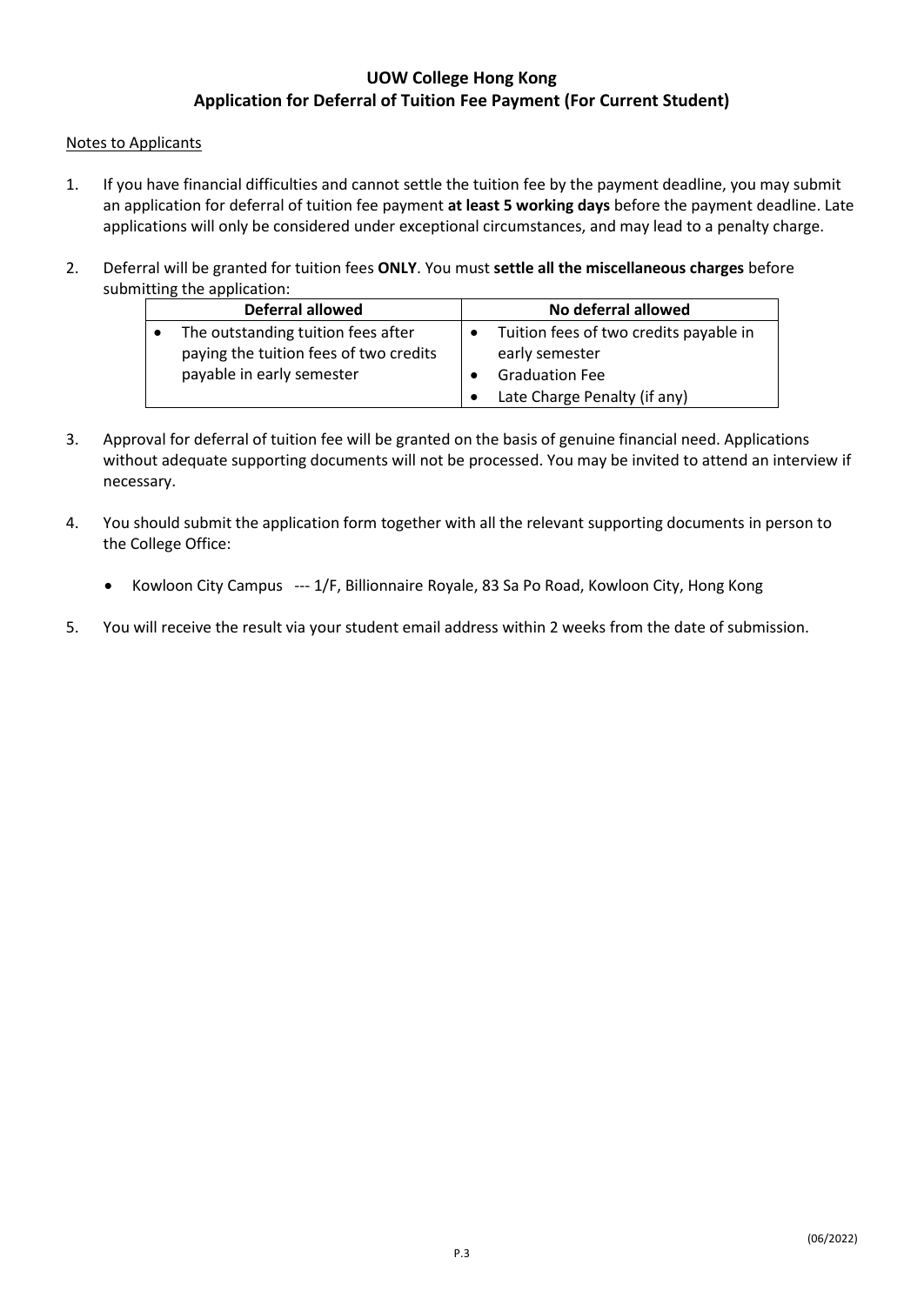**UOW College Hong Kong**
**Application for Deferral of Tuition Fee Payment (For Current Student)**

Notes to Applicants

1. If you have financial difficulties and cannot settle the tuition fee by the payment deadline, you may submit an application for deferral of tuition fee payment **at least 5 working days** before the payment deadline. Late applications will only be considered under exceptional circumstances, and may lead to a penalty charge.

2. Deferral will be granted for tuition fees **ONLY**. You must **settle all the miscellaneous charges** before submitting the application:

| Deferral allowed | No deferral allowed |
|---|---|
| • The outstanding tuition fees after paying the tuition fees of two credits payable in early semester | • Tuition fees of two credits payable in early semester<br>• Graduation Fee<br>• Late Charge Penalty (if any) |

3. Approval for deferral of tuition fee will be granted on the basis of genuine financial need. Applications without adequate supporting documents will not be processed. You may be invited to attend an interview if necessary.

4. You should submit the application form together with all the relevant supporting documents in person to the College Office:

   - Kowloon City Campus --- 1/F, Billionnaire Royale, 83 Sa Po Road, Kowloon City, Hong Kong

5. You will receive the result via your student email address within 2 weeks from the date of submission.

(06/2022)